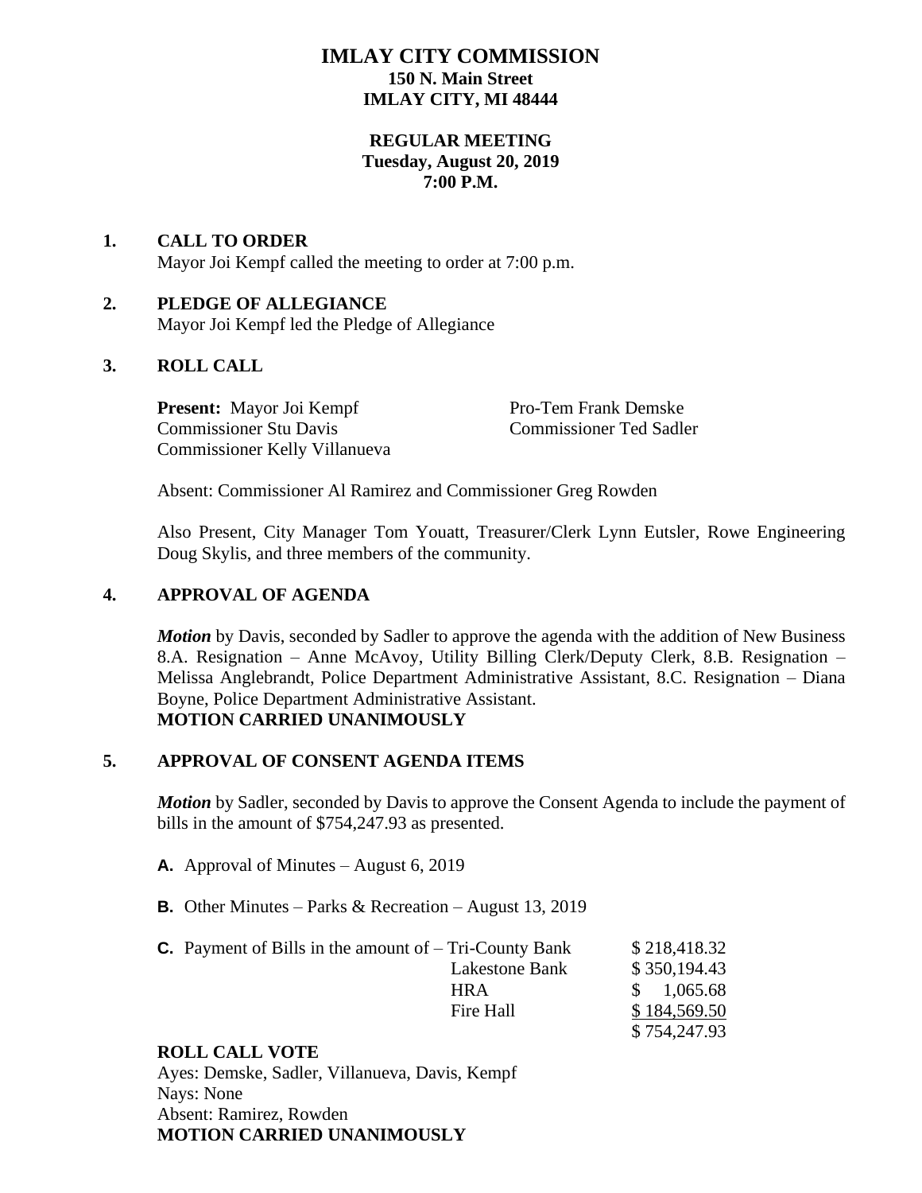# IMLAY CITY COMMISSION

**150 N. Main Street**
**IMLAY CITY, MI 48444**

**REGULAR MEETING**
**Tuesday, August 20, 2019**
**7:00 P.M.**

## 1. CALL TO ORDER

Mayor Joi Kempf called the meeting to order at 7:00 p.m.

## 2. PLEDGE OF ALLEGIANCE

Mayor Joi Kempf led the Pledge of Allegiance

## 3. ROLL CALL

**Present:** Mayor Joi Kempf
Pro-Tem Frank Demske
Commissioner Stu Davis
Commissioner Ted Sadler
Commissioner Kelly Villanueva

Absent: Commissioner Al Ramirez and Commissioner Greg Rowden

Also Present, City Manager Tom Youatt, Treasurer/Clerk Lynn Eutsler, Rowe Engineering Doug Skylis, and three members of the community.

## 4. APPROVAL OF AGENDA

***Motion*** by Davis, seconded by Sadler to approve the agenda with the addition of New Business 8.A. Resignation – Anne McAvoy, Utility Billing Clerk/Deputy Clerk, 8.B. Resignation – Melissa Anglebrandt, Police Department Administrative Assistant, 8.C. Resignation – Diana Boyne, Police Department Administrative Assistant.
**MOTION CARRIED UNANIMOUSLY**

## 5. APPROVAL OF CONSENT AGENDA ITEMS

***Motion*** by Sadler, seconded by Davis to approve the Consent Agenda to include the payment of bills in the amount of $754,247.93 as presented.

**A.** Approval of Minutes – August 6, 2019

**B.** Other Minutes – Parks & Recreation – August 13, 2019

**C.** Payment of Bills in the amount of –

| | |
|---|---|
| Tri-County Bank | $ 218,418.32 |
| Lakestone Bank | $ 350,194.43 |
| HRA | $ 1,065.68 |
| Fire Hall | $ 184,569.50 |
| | $ 754,247.93 |

**ROLL CALL VOTE**
Ayes: Demske, Sadler, Villanueva, Davis, Kempf
Nays: None
Absent: Ramirez, Rowden
**MOTION CARRIED UNANIMOUSLY**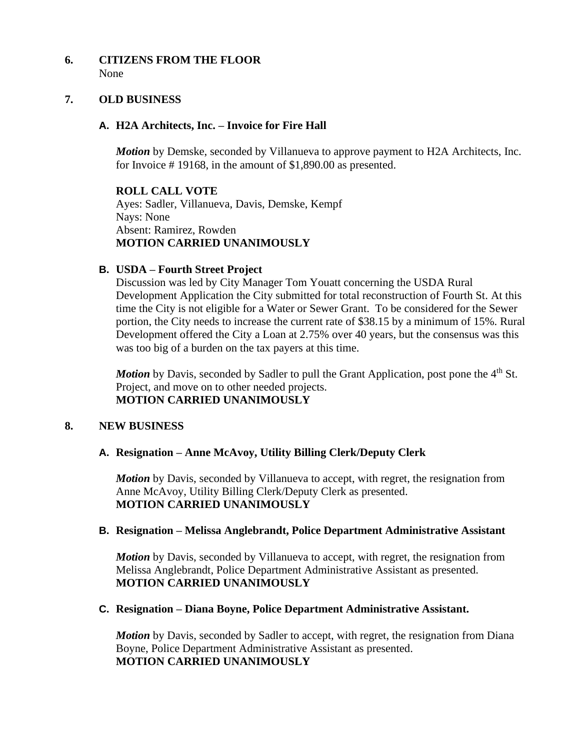## 6. CITIZENS FROM THE FLOOR

None

## 7. OLD BUSINESS

### A. H2A Architects, Inc. – Invoice for Fire Hall

***Motion*** by Demske, seconded by Villanueva to approve payment to H2A Architects, Inc. for Invoice # 19168, in the amount of $1,890.00 as presented.

**ROLL CALL VOTE**
Ayes: Sadler, Villanueva, Davis, Demske, Kempf
Nays: None
Absent: Ramirez, Rowden
**MOTION CARRIED UNANIMOUSLY**

### B. USDA – Fourth Street Project

Discussion was led by City Manager Tom Youatt concerning the USDA Rural Development Application the City submitted for total reconstruction of Fourth St. At this time the City is not eligible for a Water or Sewer Grant. To be considered for the Sewer portion, the City needs to increase the current rate of $38.15 by a minimum of 15%. Rural Development offered the City a Loan at 2.75% over 40 years, but the consensus was this was too big of a burden on the tax payers at this time.

***Motion*** by Davis, seconded by Sadler to pull the Grant Application, post pone the 4th St. Project, and move on to other needed projects.
**MOTION CARRIED UNANIMOUSLY**

## 8. NEW BUSINESS

### A. Resignation – Anne McAvoy, Utility Billing Clerk/Deputy Clerk

***Motion*** by Davis, seconded by Villanueva to accept, with regret, the resignation from Anne McAvoy, Utility Billing Clerk/Deputy Clerk as presented.
**MOTION CARRIED UNANIMOUSLY**

### B. Resignation – Melissa Anglebrandt, Police Department Administrative Assistant

***Motion*** by Davis, seconded by Villanueva to accept, with regret, the resignation from Melissa Anglebrandt, Police Department Administrative Assistant as presented.
**MOTION CARRIED UNANIMOUSLY**

### C. Resignation – Diana Boyne, Police Department Administrative Assistant.

***Motion*** by Davis, seconded by Sadler to accept, with regret, the resignation from Diana Boyne, Police Department Administrative Assistant as presented.
**MOTION CARRIED UNANIMOUSLY**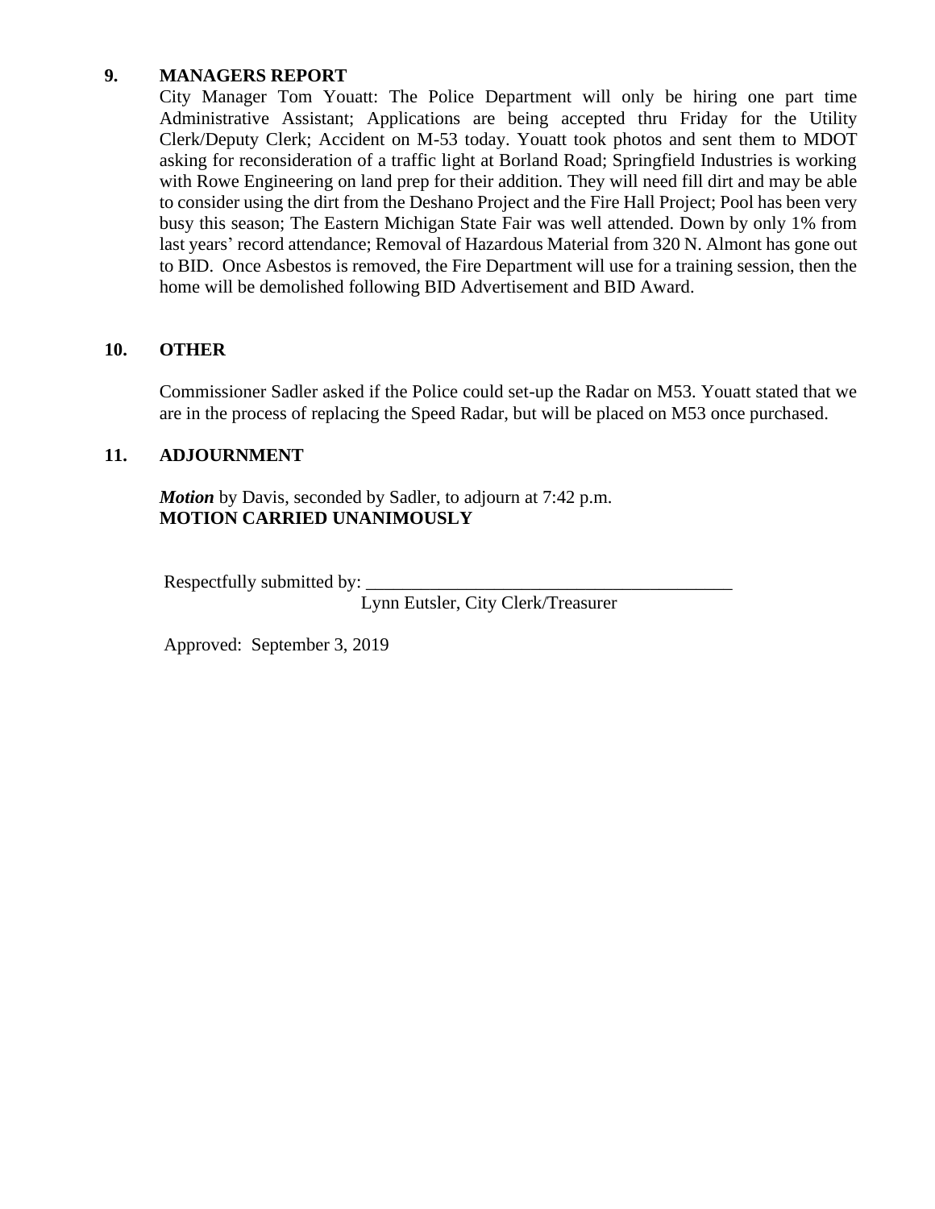**9. MANAGERS REPORT**

City Manager Tom Youatt: The Police Department will only be hiring one part time Administrative Assistant; Applications are being accepted thru Friday for the Utility Clerk/Deputy Clerk; Accident on M-53 today. Youatt took photos and sent them to MDOT asking for reconsideration of a traffic light at Borland Road; Springfield Industries is working with Rowe Engineering on land prep for their addition. They will need fill dirt and may be able to consider using the dirt from the Deshano Project and the Fire Hall Project; Pool has been very busy this season; The Eastern Michigan State Fair was well attended. Down by only 1% from last years' record attendance; Removal of Hazardous Material from 320 N. Almont has gone out to BID. Once Asbestos is removed, the Fire Department will use for a training session, then the home will be demolished following BID Advertisement and BID Award.

**10. OTHER**

Commissioner Sadler asked if the Police could set-up the Radar on M53. Youatt stated that we are in the process of replacing the Speed Radar, but will be placed on M53 once purchased.

**11. ADJOURNMENT**

***Motion*** by Davis, seconded by Sadler, to adjourn at 7:42 p.m.
**MOTION CARRIED UNANIMOUSLY**

Respectfully submitted by: \_\_\_\_\_\_\_\_\_\_\_\_\_\_\_\_\_\_\_\_\_\_\_\_\_\_\_\_\_\_\_\_\_\_\_\_\_\_\_\_
Lynn Eutsler, City Clerk/Treasurer

Approved: September 3, 2019